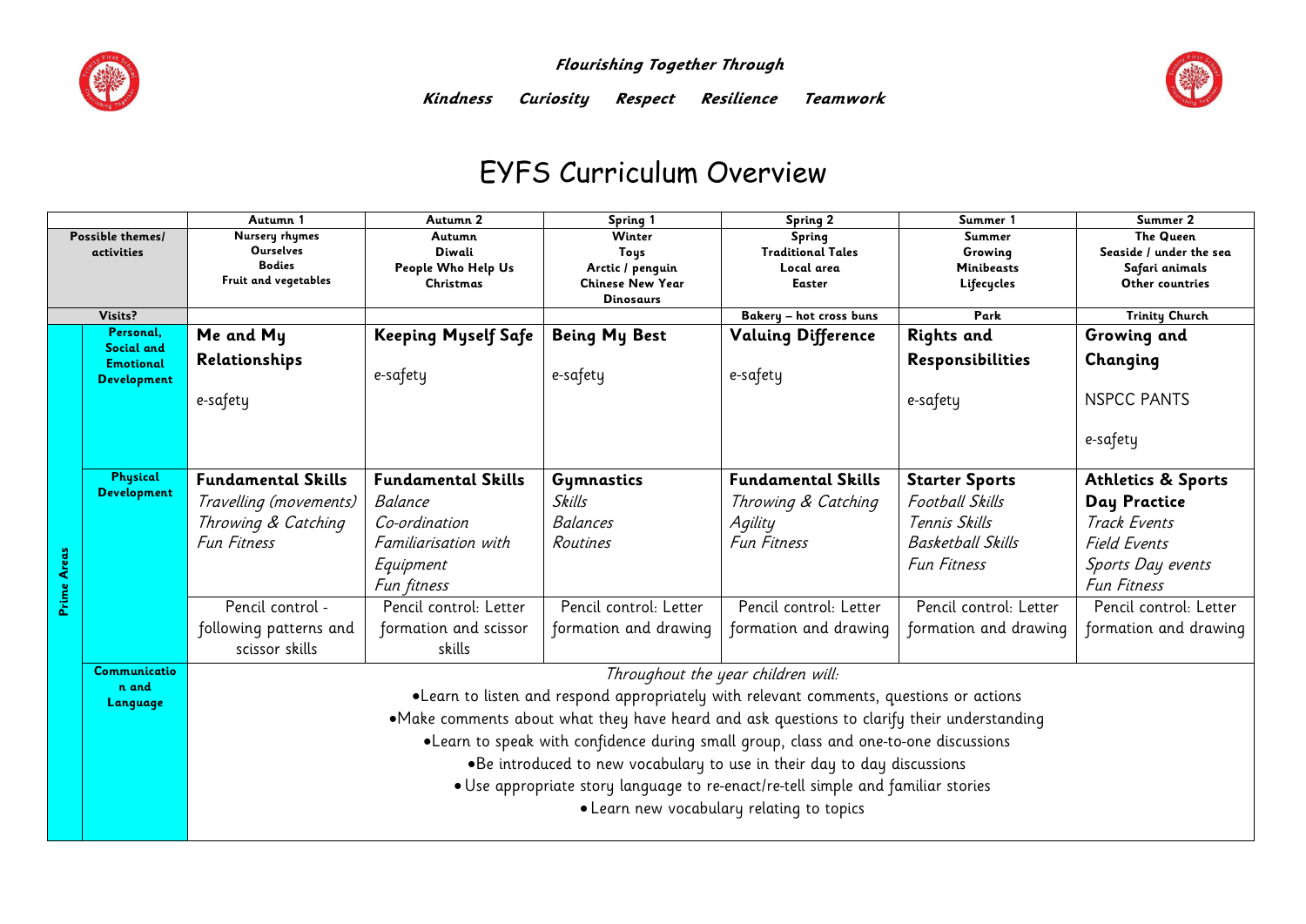**Flourishing Together Through**

**Kindness Curiosity Respect Resilience Teamwork**

# EYFS Curriculum Overview

| | | Autumn 1 | Autumn 2 | Spring 1 | Spring 2 | Summer 1 | Summer 2 |
|---|---|---|---|---|---|---|---|
| Possible themes/ activities | | Nursery rhymes<br>Ourselves<br>Bodies<br>Fruit and vegetables | Autumn<br>Diwali<br>People Who Help Us<br>Christmas | Winter<br>Toys<br>Arctic / penguin<br>Chinese New Year<br>Dinosaurs | Spring<br>Traditional Tales<br>Local area<br>Easter | Summer<br>Growing<br>Minibeasts<br>Lifecycles | The Queen<br>Seaside / under the sea<br>Safari animals<br>Other countries |
| Visits? | | | | | Bakery – hot cross buns | Park | Trinity Church |
| Prime Areas | Personal, Social and Emotional Development | **Me and My Relationships**<br>e-safety | **Keeping Myself Safe**<br>e-safety | **Being My Best**<br>e-safety | **Valuing Difference**<br>e-safety | **Rights and Responsibilities**<br>e-safety | **Growing and Changing**<br>NSPCC PANTS<br>e-safety |
| | Physical Development | **Fundamental Skills**<br>*Travelling (movements)*<br>*Throwing & Catching*<br>*Fun Fitness* | **Fundamental Skills**<br>*Balance*<br>*Co-ordination*<br>*Familiarisation with Equipment*<br>*Fun fitness* | **Gymnastics**<br>*Skills*<br>*Balances*<br>*Routines* | **Fundamental Skills**<br>*Throwing & Catching*<br>*Agility*<br>*Fun Fitness* | **Starter Sports**<br>*Football Skills*<br>*Tennis Skills*<br>*Basketball Skills*<br>*Fun Fitness* | **Athletics & Sports Day Practice**<br>*Track Events*<br>*Field Events*<br>*Sports Day events*<br>*Fun Fitness* |
| | | Pencil control - following patterns and scissor skills | Pencil control: Letter formation and scissor skills | Pencil control: Letter formation and drawing | Pencil control: Letter formation and drawing | Pencil control: Letter formation and drawing | Pencil control: Letter formation and drawing |
| | Communication and Language | *Throughout the year children will:*<br>• Learn to listen and respond appropriately with relevant comments, questions or actions<br>• Make comments about what they have heard and ask questions to clarify their understanding<br>• Learn to speak with confidence during small group, class and one-to-one discussions<br>• Be introduced to new vocabulary to use in their day to day discussions<br>• Use appropriate story language to re-enact/re-tell simple and familiar stories<br>• Learn new vocabulary relating to topics | | | | | |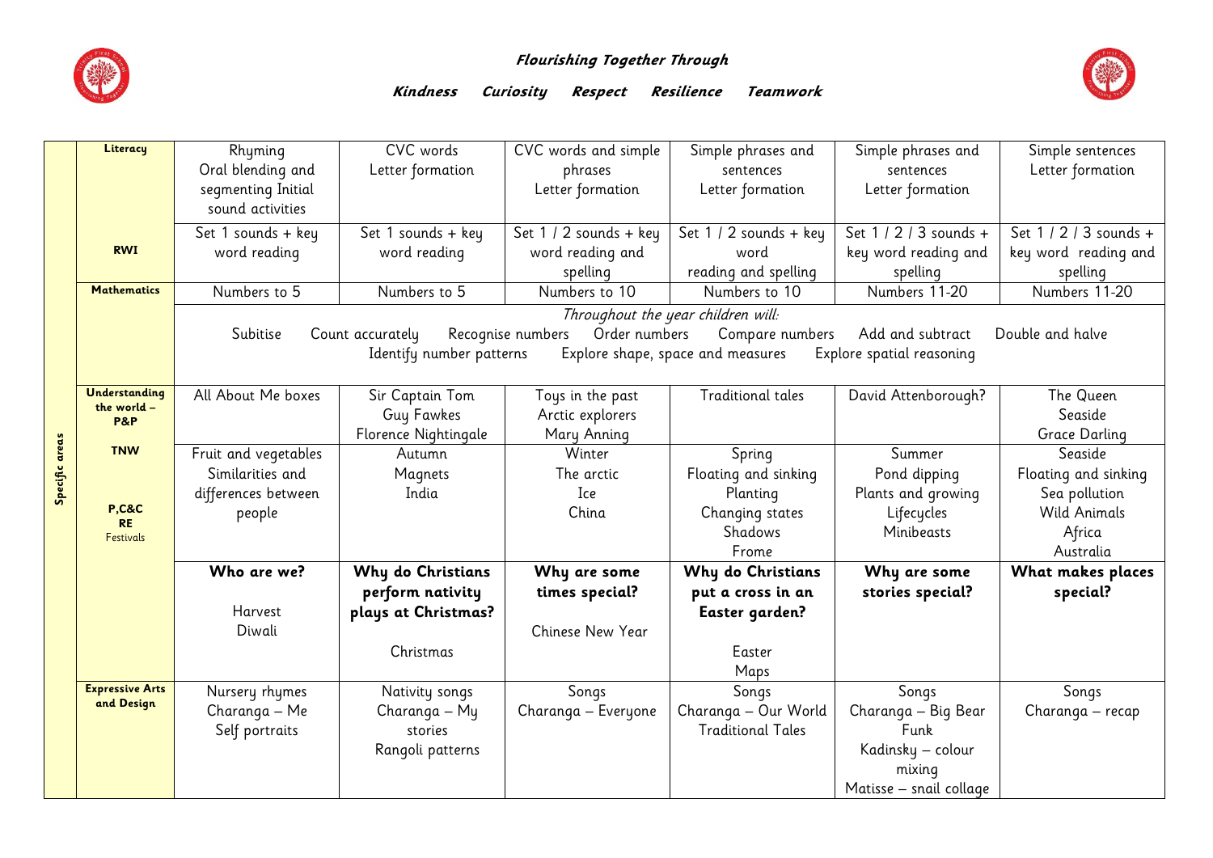**Flourishing Together Through**

***Kindness Curiosity Respect Resilience Teamwork***

| | | | | | | | |
|---|---|---|---|---|---|---|---|
| Specific areas | **Literacy** | Rhyming<br>Oral blending and segmenting Initial sound activities | CVC words<br>Letter formation | CVC words and simple phrases<br>Letter formation | Simple phrases and sentences<br>Letter formation | Simple phrases and sentences<br>Letter formation | Simple sentences<br>Letter formation |
| | **RWI** | Set 1 sounds + key word reading | Set 1 sounds + key word reading | Set 1 / 2 sounds + key word reading and spelling | Set 1 / 2 sounds + key word reading and spelling | Set 1 / 2 / 3 sounds + key word reading and spelling | Set 1 / 2 / 3 sounds + key word reading and spelling |
| | **Mathematics** | Numbers to 5 | Numbers to 5 | Numbers to 10 | Numbers to 10 | Numbers 11-20 | Numbers 11-20 |
| | | *Throughout the year children will:*<br>Subitise Count accurately Recognise numbers Order numbers Compare numbers Add and subtract Double and halve<br>Identify number patterns Explore shape, space and measures Explore spatial reasoning | | | | | |
| | **Understanding the world – P&P** | All About Me boxes | Sir Captain Tom<br>Guy Fawkes<br>Florence Nightingale | Toys in the past<br>Arctic explorers<br>Mary Anning | Traditional tales | David Attenborough? | The Queen<br>Seaside<br>Grace Darling |
| | **TNW** | Fruit and vegetables<br>Similarities and differences between people | Autumn<br>Magnets<br>India | Winter<br>The arctic<br>Ice<br>China | Spring<br>Floating and sinking<br>Planting<br>Changing states<br>Shadows<br>Frome | Summer<br>Pond dipping<br>Plants and growing<br>Lifecycles<br>Minibeasts | Seaside<br>Floating and sinking<br>Sea pollution<br>Wild Animals<br>Africa<br>Australia |
| | **P,C&C**<br>**RE**<br>Festivals | **Who are we?**<br><br>Harvest<br>Diwali | **Why do Christians perform nativity plays at Christmas?**<br><br>Christmas | **Why are some times special?**<br><br>Chinese New Year | **Why do Christians put a cross in an Easter garden?**<br><br>Easter<br>Maps | **Why are some stories special?** | **What makes places special?** |
| | **Expressive Arts and Design** | Nursery rhymes<br>Charanga – Me<br>Self portraits | Nativity songs<br>Charanga – My stories<br>Rangoli patterns | Songs<br>Charanga – Everyone | Songs<br>Charanga – Our World<br>Traditional Tales | Songs<br>Charanga – Big Bear Funk<br>Kadinsky – colour mixing<br>Matisse – snail collage | Songs<br>Charanga – recap |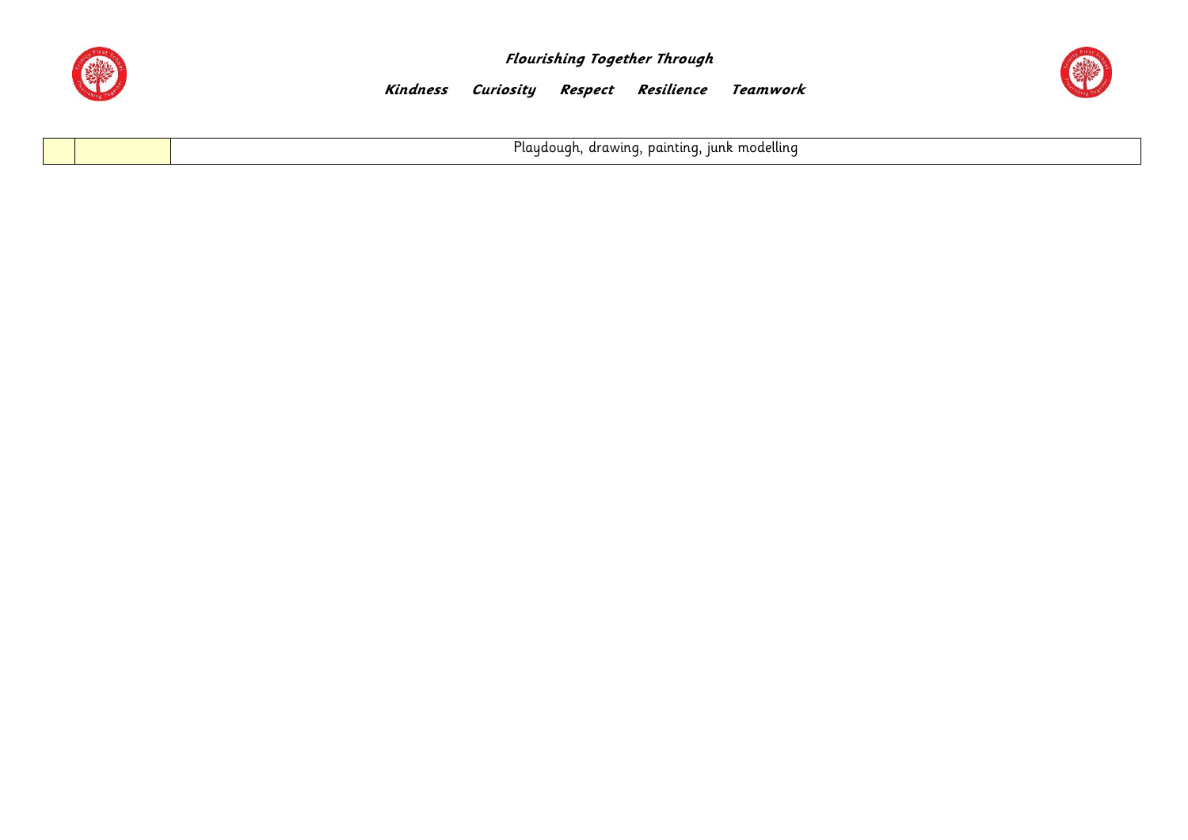| | | |
|---|---|---|
| | | Playdough, drawing, painting, junk modelling |